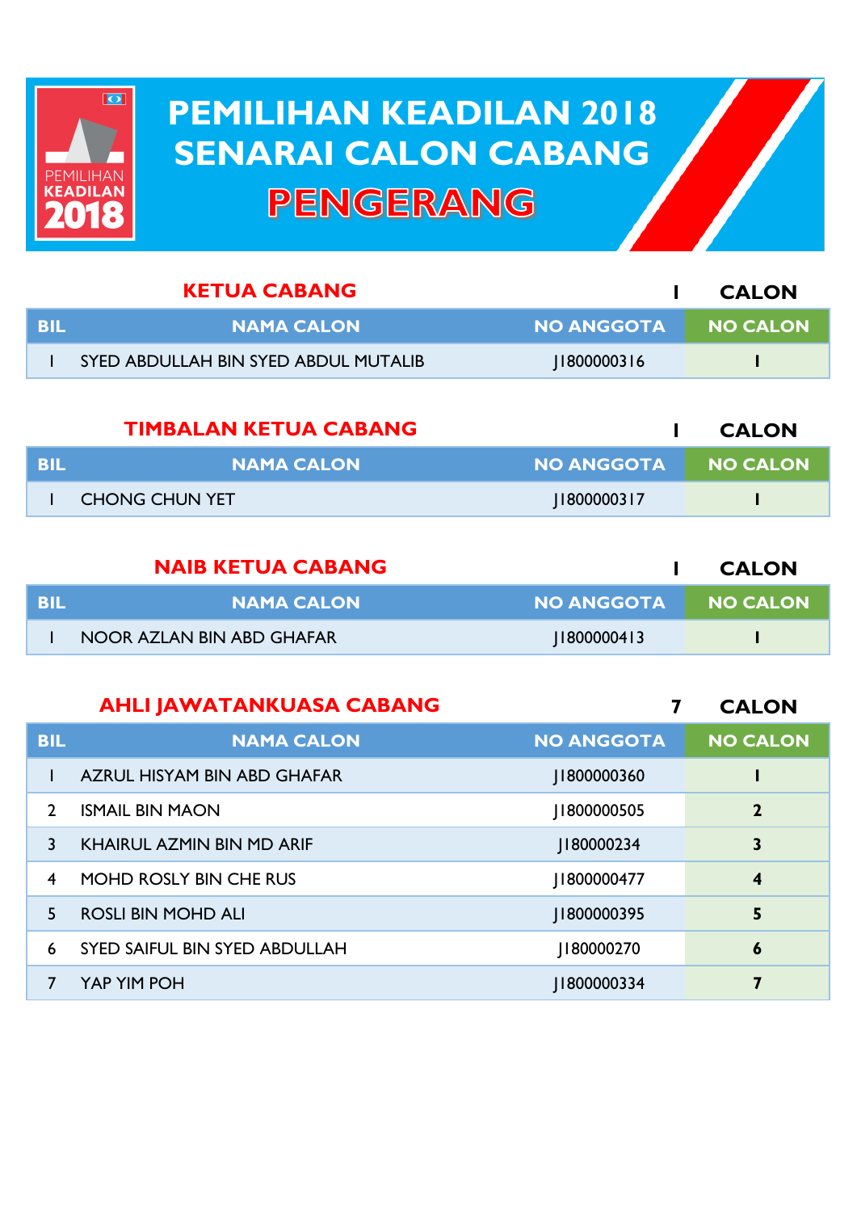# PEMILIHAN KEADILAN 2018
# SENARAI CALON CABANG
# PENGERANG

## KETUA CABANG

**1 CALON**

| BIL | NAMA CALON | NO ANGGOTA | NO CALON |
|---|---|---|---|
| 1 | SYED ABDULLAH BIN SYED ABDUL MUTALIB | J1800000316 | 1 |

## TIMBALAN KETUA CABANG

**1 CALON**

| BIL | NAMA CALON | NO ANGGOTA | NO CALON |
|---|---|---|---|
| 1 | CHONG CHUN YET | J1800000317 | 1 |

## NAIB KETUA CABANG

**1 CALON**

| BIL | NAMA CALON | NO ANGGOTA | NO CALON |
|---|---|---|---|
| 1 | NOOR AZLAN BIN ABD GHAFAR | J1800000413 | 1 |

## AHLI JAWATANKUASA CABANG

**7 CALON**

| BIL | NAMA CALON | NO ANGGOTA | NO CALON |
|---|---|---|---|
| 1 | AZRUL HISYAM BIN ABD GHAFAR | J1800000360 | 1 |
| 2 | ISMAIL BIN MAON | J1800000505 | 2 |
| 3 | KHAIRUL AZMIN BIN MD ARIF | J180000234 | 3 |
| 4 | MOHD ROSLY BIN CHE RUS | J1800000477 | 4 |
| 5 | ROSLI BIN MOHD ALI | J1800000395 | 5 |
| 6 | SYED SAIFUL BIN SYED ABDULLAH | J180000270 | 6 |
| 7 | YAP YIM POH | J1800000334 | 7 |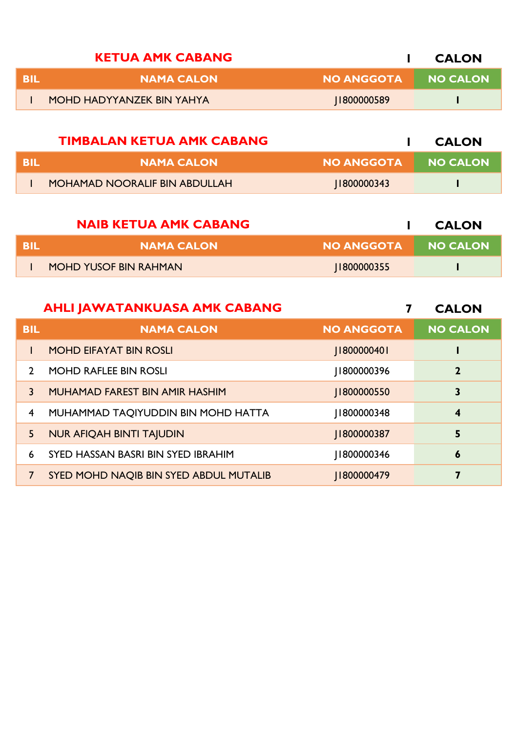## KETUA AMK CABANG — 1 CALON

| BIL | NAMA CALON | NO ANGGOTA | NO CALON |
|---|---|---|---|
| 1 | MOHD HADYYANZEK BIN YAHYA | J1800000589 | 1 |

## TIMBALAN KETUA AMK CABANG — 1 CALON

| BIL | NAMA CALON | NO ANGGOTA | NO CALON |
|---|---|---|---|
| 1 | MOHAMAD NOORALIF BIN ABDULLAH | J1800000343 | 1 |

## NAIB KETUA AMK CABANG — 1 CALON

| BIL | NAMA CALON | NO ANGGOTA | NO CALON |
|---|---|---|---|
| 1 | MOHD YUSOF BIN RAHMAN | J1800000355 | 1 |

## AHLI JAWATANKUASA AMK CABANG — 7 CALON

| BIL | NAMA CALON | NO ANGGOTA | NO CALON |
|---|---|---|---|
| 1 | MOHD EIFAYAT BIN ROSLI | J1800000401 | 1 |
| 2 | MOHD RAFLEE BIN ROSLI | J1800000396 | 2 |
| 3 | MUHAMAD FAREST BIN AMIR HASHIM | J1800000550 | 3 |
| 4 | MUHAMMAD TAQIYUDDIN BIN MOHD HATTA | J1800000348 | 4 |
| 5 | NUR AFIQAH BINTI TAJUDIN | J1800000387 | 5 |
| 6 | SYED HASSAN BASRI BIN SYED IBRAHIM | J1800000346 | 6 |
| 7 | SYED MOHD NAQIB BIN SYED ABDUL MUTALIB | J1800000479 | 7 |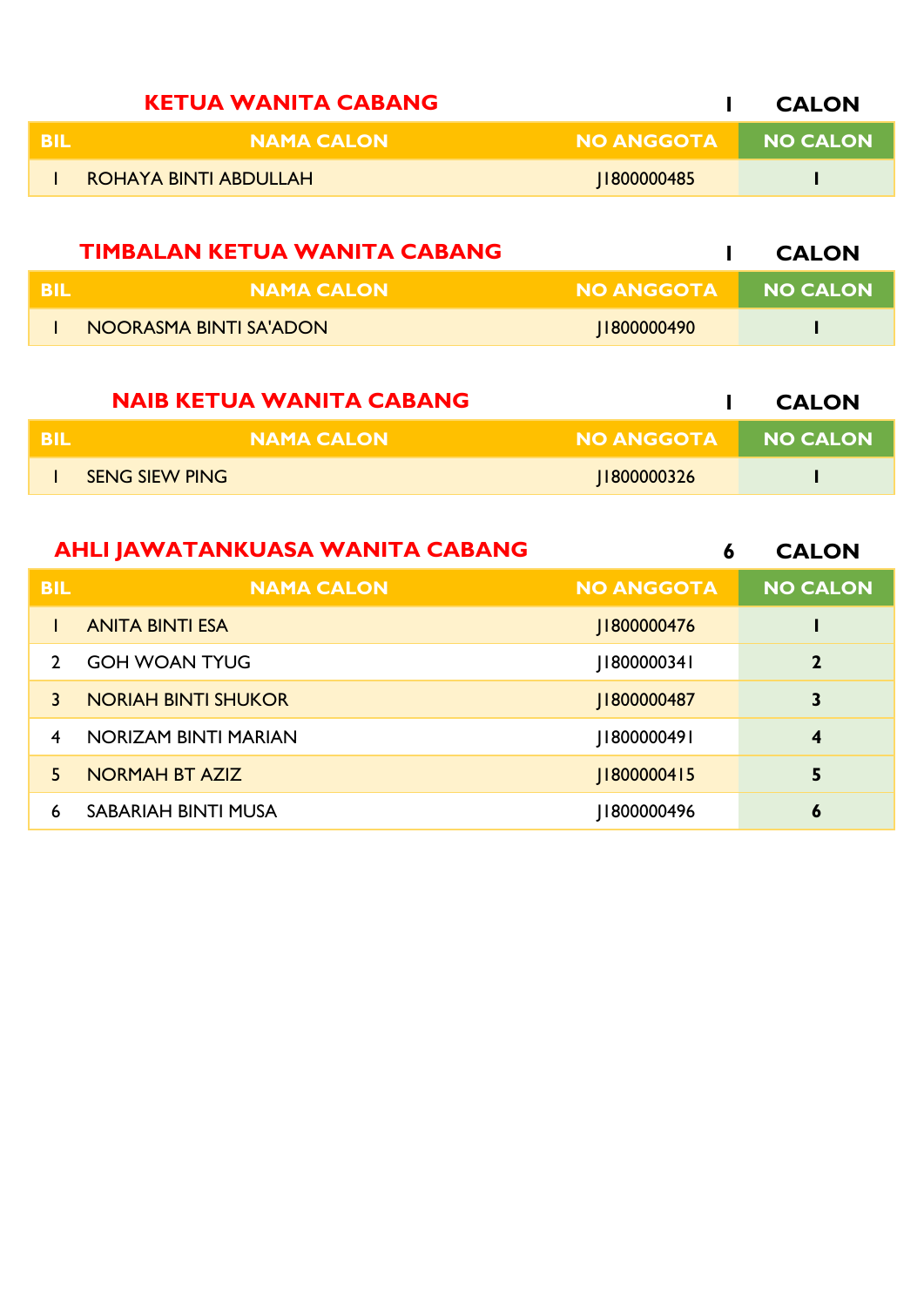## KETUA WANITA CABANG

**1 CALON**

| BIL | NAMA CALON | NO ANGGOTA | NO CALON |
|---|---|---|---|
| 1 | ROHAYA BINTI ABDULLAH | J1800000485 | 1 |

## TIMBALAN KETUA WANITA CABANG

**1 CALON**

| BIL | NAMA CALON | NO ANGGOTA | NO CALON |
|---|---|---|---|
| 1 | NOORASMA BINTI SA'ADON | J1800000490 | 1 |

## NAIB KETUA WANITA CABANG

**1 CALON**

| BIL | NAMA CALON | NO ANGGOTA | NO CALON |
|---|---|---|---|
| 1 | SENG SIEW PING | J1800000326 | 1 |

## AHLI JAWATANKUASA WANITA CABANG

**6 CALON**

| BIL | NAMA CALON | NO ANGGOTA | NO CALON |
|---|---|---|---|
| 1 | ANITA BINTI ESA | J1800000476 | 1 |
| 2 | GOH WOAN TYUG | J1800000341 | 2 |
| 3 | NORIAH BINTI SHUKOR | J1800000487 | 3 |
| 4 | NORIZAM BINTI MARIAN | J1800000491 | 4 |
| 5 | NORMAH BT AZIZ | J1800000415 | 5 |
| 6 | SABARIAH BINTI MUSA | J1800000496 | 6 |